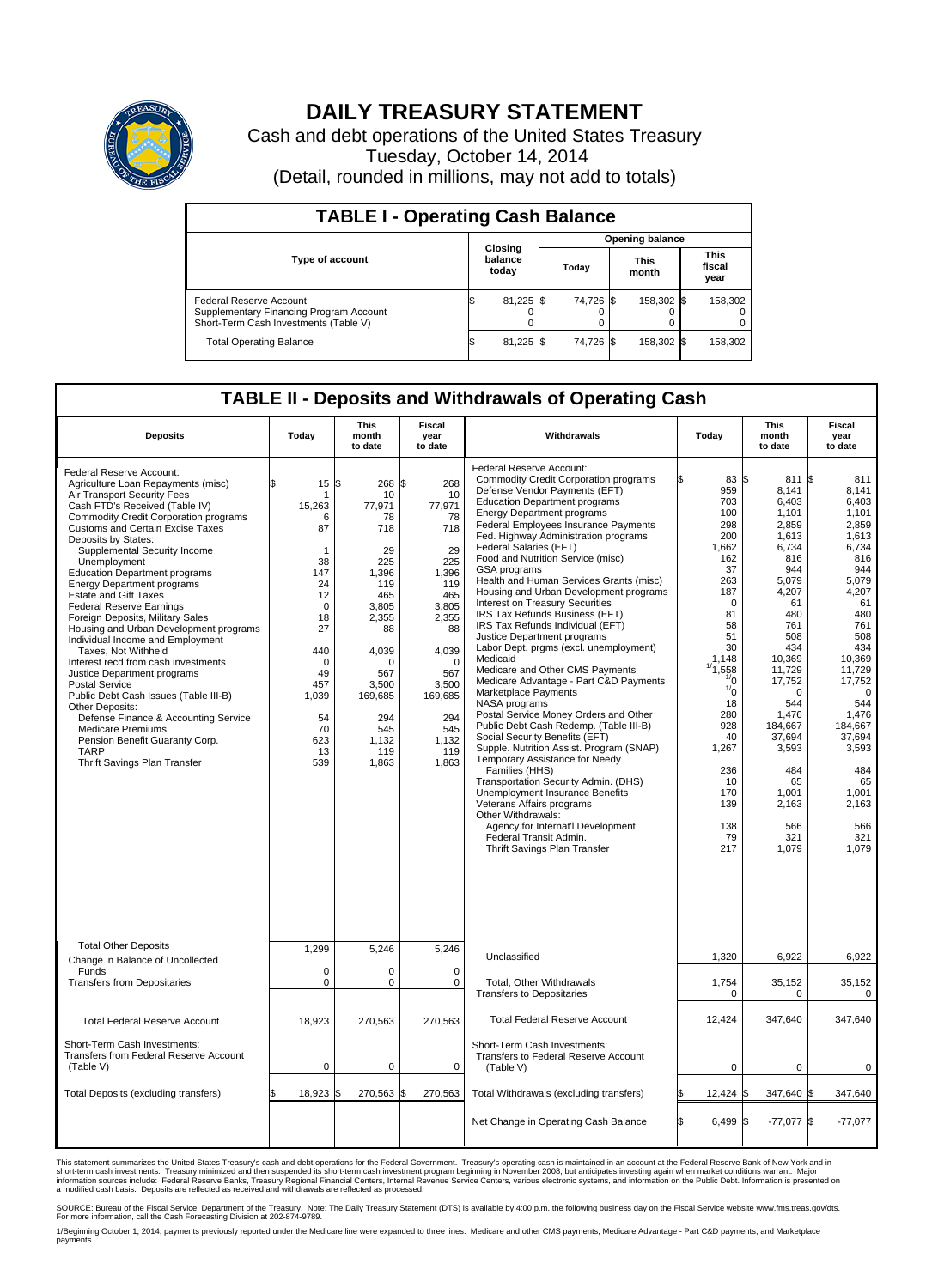# DAILY TREASURY STATEMENT

Cash and debt operations of the United States Treasury
Tuesday, October 14, 2014
(Detail, rounded in millions, may not add to totals)

## TABLE I - Operating Cash Balance

| Type of account | Closing balance today | Opening balance Today | Opening balance This month | Opening balance This fiscal year |
|---|---|---|---|---|
| Federal Reserve Account | $ 81,225 | $ 74,726 | $ 158,302 | $ 158,302 |
| Supplementary Financing Program Account | 0 | 0 | 0 | 0 |
| Short-Term Cash Investments (Table V) | 0 | 0 | 0 | 0 |
| Total Operating Balance | $ 81,225 | $ 74,726 | $ 158,302 | $ 158,302 |

## TABLE II - Deposits and Withdrawals of Operating Cash

| Deposits | Today | This month to date | Fiscal year to date | Withdrawals | Today | This month to date | Fiscal year to date |
|---|---|---|---|---|---|---|---|
| Federal Reserve Account: | | | | Federal Reserve Account: | | | |
| Agriculture Loan Repayments (misc) | $ 15 | $ 268 | $ 268 | Commodity Credit Corporation programs | $ 83 | $ 811 | $ 811 |
| Air Transport Security Fees | 1 | 10 | 10 | Defense Vendor Payments (EFT) | 959 | 8,141 | 8,141 |
| Cash FTD's Received (Table IV) | 15,263 | 77,971 | 77,971 | Education Department programs | 703 | 6,403 | 6,403 |
| Commodity Credit Corporation programs | 6 | 78 | 78 | Energy Department programs | 100 | 1,101 | 1,101 |
| Customs and Certain Excise Taxes | 87 | 718 | 718 | Federal Employees Insurance Payments | 298 | 2,859 | 2,859 |
| Deposits by States: | | | | Fed. Highway Administration programs | 200 | 1,613 | 1,613 |
| Supplemental Security Income | 1 | 29 | 29 | Federal Salaries (EFT) | 1,662 | 6,734 | 6,734 |
| Unemployment | 38 | 225 | 225 | Food and Nutrition Service (misc) | 162 | 816 | 816 |
| Education Department programs | 147 | 1,396 | 1,396 | GSA programs | 37 | 944 | 944 |
| Energy Department programs | 24 | 119 | 119 | Health and Human Services Grants (misc) | 263 | 5,079 | 5,079 |
| Estate and Gift Taxes | 12 | 465 | 465 | Housing and Urban Development programs | 187 | 4,207 | 4,207 |
| Federal Reserve Earnings | 0 | 3,805 | 3,805 | Interest on Treasury Securities | 0 | 61 | 61 |
| Foreign Deposits, Military Sales | 18 | 2,355 | 2,355 | IRS Tax Refunds Business (EFT) | 81 | 480 | 480 |
| Housing and Urban Development programs | 27 | 88 | 88 | IRS Tax Refunds Individual (EFT) | 58 | 761 | 761 |
| Individual Income and Employment Taxes, Not Withheld | 440 | 4,039 | 4,039 | Justice Department programs | 51 | 508 | 508 |
| Interest recd from cash investments | 0 | 0 | 0 | Labor Dept. prgms (excl. unemployment) | 30 | 434 | 434 |
| Justice Department programs | 49 | 567 | 567 | Medicaid | 1,148 | 10,369 | 10,369 |
| Postal Service | 457 | 3,500 | 3,500 | Medicare and Other CMS Payments | [1]1,558 | 11,729 | 11,729 |
| Public Debt Cash Issues (Table III-B) | 1,039 | 169,685 | 169,685 | Medicare Advantage - Part C&D Payments | [1]0 | 17,752 | 17,752 |
| Other Deposits: | | | | Marketplace Payments | [1]0 | 0 | 0 |
| Defense Finance & Accounting Service | 54 | 294 | 294 | NASA programs | 18 | 544 | 544 |
| Medicare Premiums | 70 | 545 | 545 | Postal Service Money Orders and Other | 280 | 1,476 | 1,476 |
| Pension Benefit Guaranty Corp. | 623 | 1,132 | 1,132 | Public Debt Cash Redemp. (Table III-B) | 928 | 184,667 | 184,667 |
| TARP | 13 | 119 | 119 | Social Security Benefits (EFT) | 40 | 37,694 | 37,694 |
| Thrift Savings Plan Transfer | 539 | 1,863 | 1,863 | Supple. Nutrition Assist. Program (SNAP) | 1,267 | 3,593 | 3,593 |
| | | | | Temporary Assistance for Needy Families (HHS) | 236 | 484 | 484 |
| | | | | Transportation Security Admin. (DHS) | 10 | 65 | 65 |
| | | | | Unemployment Insurance Benefits | 170 | 1,001 | 1,001 |
| | | | | Veterans Affairs programs | 139 | 2,163 | 2,163 |
| | | | | Other Withdrawals: | | | |
| | | | | Agency for Internat'l Development | 138 | 566 | 566 |
| | | | | Federal Transit Admin. | 79 | 321 | 321 |
| | | | | Thrift Savings Plan Transfer | 217 | 1,079 | 1,079 |
| Total Other Deposits | 1,299 | 5,246 | 5,246 | Unclassified | 1,320 | 6,922 | 6,922 |
| Change in Balance of Uncollected Funds | 0 | 0 | 0 | | | | |
| Transfers from Depositaries | 0 | 0 | 0 | Total, Other Withdrawals | 1,754 | 35,152 | 35,152 |
| | | | | Transfers to Depositaries | 0 | 0 | 0 |
| Total Federal Reserve Account | 18,923 | 270,563 | 270,563 | Total Federal Reserve Account | 12,424 | 347,640 | 347,640 |
| Short-Term Cash Investments: Transfers from Federal Reserve Account (Table V) | 0 | 0 | 0 | Short-Term Cash Investments: Transfers to Federal Reserve Account (Table V) | 0 | 0 | 0 |
| Total Deposits (excluding transfers) | $ 18,923 | $ 270,563 | $ 270,563 | Total Withdrawals (excluding transfers) | $ 12,424 | $ 347,640 | $ 347,640 |
| | | | | Net Change in Operating Cash Balance | $ 6,499 | $ -77,077 | $ -77,077 |

This statement summarizes the United States Treasury's cash and debt operations for the Federal Government. Treasury's operating cash is maintained in an account at the Federal Reserve Bank of New York and in short-term cash investments. Treasury minimized and then suspended its short-term cash investment program beginning in November 2008, but anticipates investing again when market conditions warrant. Major information sources include: Federal Reserve Banks, Treasury Regional Financial Centers, Internal Revenue Service Centers, various electronic systems, and information on the Public Debt. Information is presented on a modified cash basis. Deposits are reflected as received and withdrawals are reflected as processed.

SOURCE: Bureau of the Fiscal Service, Department of the Treasury. Note: The Daily Treasury Statement (DTS) is available by 4:00 p.m. the following business day on the Fiscal Service website www.fms.treas.gov/dts. For more information, call the Cash Forecasting Division at 202-874-9789.

1/Beginning October 1, 2014, payments previously reported under the Medicare line were expanded to three lines: Medicare and other CMS payments, Medicare Advantage - Part C&D payments, and Marketplace payments.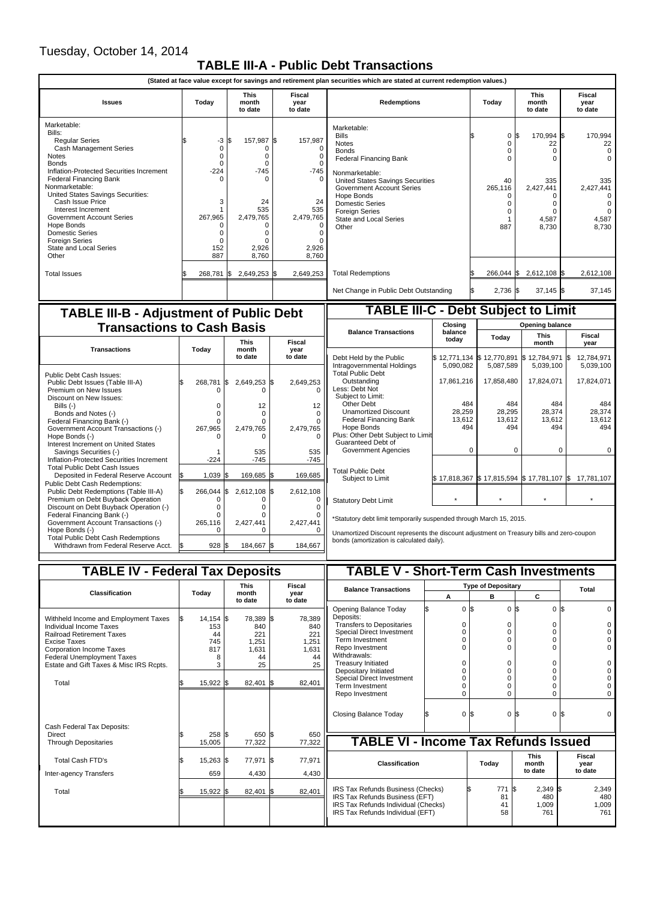Tuesday, October 14, 2014

# TABLE III-A - Public Debt Transactions

(Stated at face value except for savings and retirement plan securities which are stated at current redemption values.)

| Issues | Today | This month to date | Fiscal year to date |
|---|---|---|---|
| Marketable: | | | |
| Bills: | | | |
| Regular Series | $ -3 | $ 157,987 | $ 157,987 |
| Cash Management Series | 0 | 0 | 0 |
| Notes | 0 | 0 | 0 |
| Bonds | 0 | 0 | 0 |
| Inflation-Protected Securities Increment | -224 | -745 | -745 |
| Federal Financing Bank | 0 | 0 | 0 |
| Nonmarketable: | | | |
| United States Savings Securities: | | | |
| Cash Issue Price | 3 | 24 | 24 |
| Interest Increment | 1 | 535 | 535 |
| Government Account Series | 267,965 | 2,479,765 | 2,479,765 |
| Hope Bonds | 0 | 0 | 0 |
| Domestic Series | 0 | 0 | 0 |
| Foreign Series | 0 | 0 | 0 |
| State and Local Series | 152 | 2,926 | 2,926 |
| Other | 887 | 8,760 | 8,760 |
| Total Issues | $ 268,781 | $ 2,649,253 | $ 2,649,253 |

| Redemptions | Today | This month to date | Fiscal year to date |
|---|---|---|---|
| Marketable: | | | |
| Bills | $ 0 | $ 170,994 | $ 170,994 |
| Notes | 0 | 22 | 22 |
| Bonds | 0 | 0 | 0 |
| Federal Financing Bank | 0 | 0 | 0 |
| Nonmarketable: | | | |
| United States Savings Securities | 40 | 335 | 335 |
| Government Account Series | 265,116 | 2,427,441 | 2,427,441 |
| Hope Bonds | 0 | 0 | 0 |
| Domestic Series | 0 | 0 | 0 |
| Foreign Series | 0 | 0 | 0 |
| State and Local Series | 1 | 4,587 | 4,587 |
| Other | 887 | 8,730 | 8,730 |
| Total Redemptions | $ 266,044 | $ 2,612,108 | $ 2,612,108 |
| Net Change in Public Debt Outstanding | $ 2,736 | $ 37,145 | $ 37,145 |

# TABLE III-B - Adjustment of Public Debt Transactions to Cash Basis

| Transactions | Today | This month to date | Fiscal year to date |
|---|---|---|---|
| Public Debt Cash Issues: | | | |
| Public Debt Issues (Table III-A) | $ 268,781 | $ 2,649,253 | $ 2,649,253 |
| Premium on New Issues | 0 | 0 | 0 |
| Discount on New Issues: | | | |
| Bills (-) | 0 | 12 | 12 |
| Bonds and Notes (-) | 0 | 0 | 0 |
| Federal Financing Bank (-) | 0 | 0 | 0 |
| Government Account Transactions (-) | 267,965 | 2,479,765 | 2,479,765 |
| Hope Bonds (-) | 0 | 0 | 0 |
| Interest Increment on United States Savings Securities (-) | 1 | 535 | 535 |
| Inflation-Protected Securities Increment | -224 | -745 | -745 |
| Total Public Debt Cash Issues Deposited in Federal Reserve Account | $ 1,039 | $ 169,685 | $ 169,685 |
| Public Debt Cash Redemptions: | | | |
| Public Debt Redemptions (Table III-A) | $ 266,044 | $ 2,612,108 | $ 2,612,108 |
| Premium on Debt Buyback Operation | 0 | 0 | 0 |
| Discount on Debt Buyback Operation (-) | 0 | 0 | 0 |
| Federal Financing Bank (-) | 0 | 0 | 0 |
| Government Account Transactions (-) | 265,116 | 2,427,441 | 2,427,441 |
| Hope Bonds (-) | 0 | 0 | 0 |
| Total Public Debt Cash Redemptions Withdrawn from Federal Reserve Acct. | $ 928 | $ 184,667 | $ 184,667 |

# TABLE III-C - Debt Subject to Limit

| Balance Transactions | Closing balance today | Opening balance | | |
|---|---|---|---|---|
| | | Today | This month | Fiscal year |
| Debt Held by the Public | $ 12,771,134 | $ 12,770,891 | $ 12,784,971 | $ 12,784,971 |
| Intragovernmental Holdings | 5,090,082 | 5,087,589 | 5,039,100 | 5,039,100 |
| Total Public Debt Outstanding | 17,861,216 | 17,858,480 | 17,824,071 | 17,824,071 |
| Less: Debt Not Subject to Limit: | | | | |
| Other Debt | 484 | 484 | 484 | 484 |
| Unamortized Discount | 28,259 | 28,295 | 28,374 | 28,374 |
| Federal Financing Bank | 13,612 | 13,612 | 13,612 | 13,612 |
| Hope Bonds | 494 | 494 | 494 | 494 |
| Plus: Other Debt Subject to Limit | | | | |
| Guaranteed Debt of Government Agencies | 0 | 0 | 0 | 0 |
| Total Public Debt Subject to Limit | $ 17,818,367 | $ 17,815,594 | $ 17,781,107 | $ 17,781,107 |
| Statutory Debt Limit | * | * | * | * |

*Statutory debt limit temporarily suspended through March 15, 2015.

Unamortized Discount represents the discount adjustment on Treasury bills and zero-coupon bonds (amortization is calculated daily).

# TABLE IV - Federal Tax Deposits

| Classification | Today | This month to date | Fiscal year to date |
|---|---|---|---|
| Withheld Income and Employment Taxes | $ 14,154 | $ 78,389 | $ 78,389 |
| Individual Income Taxes | 153 | 840 | 840 |
| Railroad Retirement Taxes | 44 | 221 | 221 |
| Excise Taxes | 745 | 1,251 | 1,251 |
| Corporation Income Taxes | 817 | 1,631 | 1,631 |
| Federal Unemployment Taxes | 8 | 44 | 44 |
| Estate and Gift Taxes & Misc IRS Rcpts. | 3 | 25 | 25 |
| Total | $ 15,922 | $ 82,401 | $ 82,401 |
| Cash Federal Tax Deposits: | | | |
| Direct | $ 258 | $ 650 | $ 650 |
| Through Depositaries | 15,005 | 77,322 | 77,322 |
| Total Cash FTD's | $ 15,263 | $ 77,971 | $ 77,971 |
| Inter-agency Transfers | 659 | 4,430 | 4,430 |
| Total | $ 15,922 | $ 82,401 | $ 82,401 |

# TABLE V - Short-Term Cash Investments

| Balance Transactions | Type of Depositary | | | Total |
|---|---|---|---|---|
| | A | B | C | |
| Opening Balance Today | $ 0 | $ 0 | $ 0 | $ 0 |
| Deposits: | | | | |
| Transfers to Depositaries | 0 | 0 | 0 | 0 |
| Special Direct Investment | 0 | 0 | 0 | 0 |
| Term Investment | 0 | 0 | 0 | 0 |
| Repo Investment | 0 | 0 | 0 | 0 |
| Withdrawals: | | | | |
| Treasury Initiated | 0 | 0 | 0 | 0 |
| Depositary Initiated | 0 | 0 | 0 | 0 |
| Special Direct Investment | 0 | 0 | 0 | 0 |
| Term Investment | 0 | 0 | 0 | 0 |
| Repo Investment | 0 | 0 | 0 | 0 |
| Closing Balance Today | $ 0 | $ 0 | $ 0 | $ 0 |

# TABLE VI - Income Tax Refunds Issued

| Classification | Today | This month to date | Fiscal year to date |
|---|---|---|---|
| IRS Tax Refunds Business (Checks) | $ 771 | $ 2,349 | $ 2,349 |
| IRS Tax Refunds Business (EFT) | 81 | 480 | 480 |
| IRS Tax Refunds Individual (Checks) | 41 | 1,009 | 1,009 |
| IRS Tax Refunds Individual (EFT) | 58 | 761 | 761 |